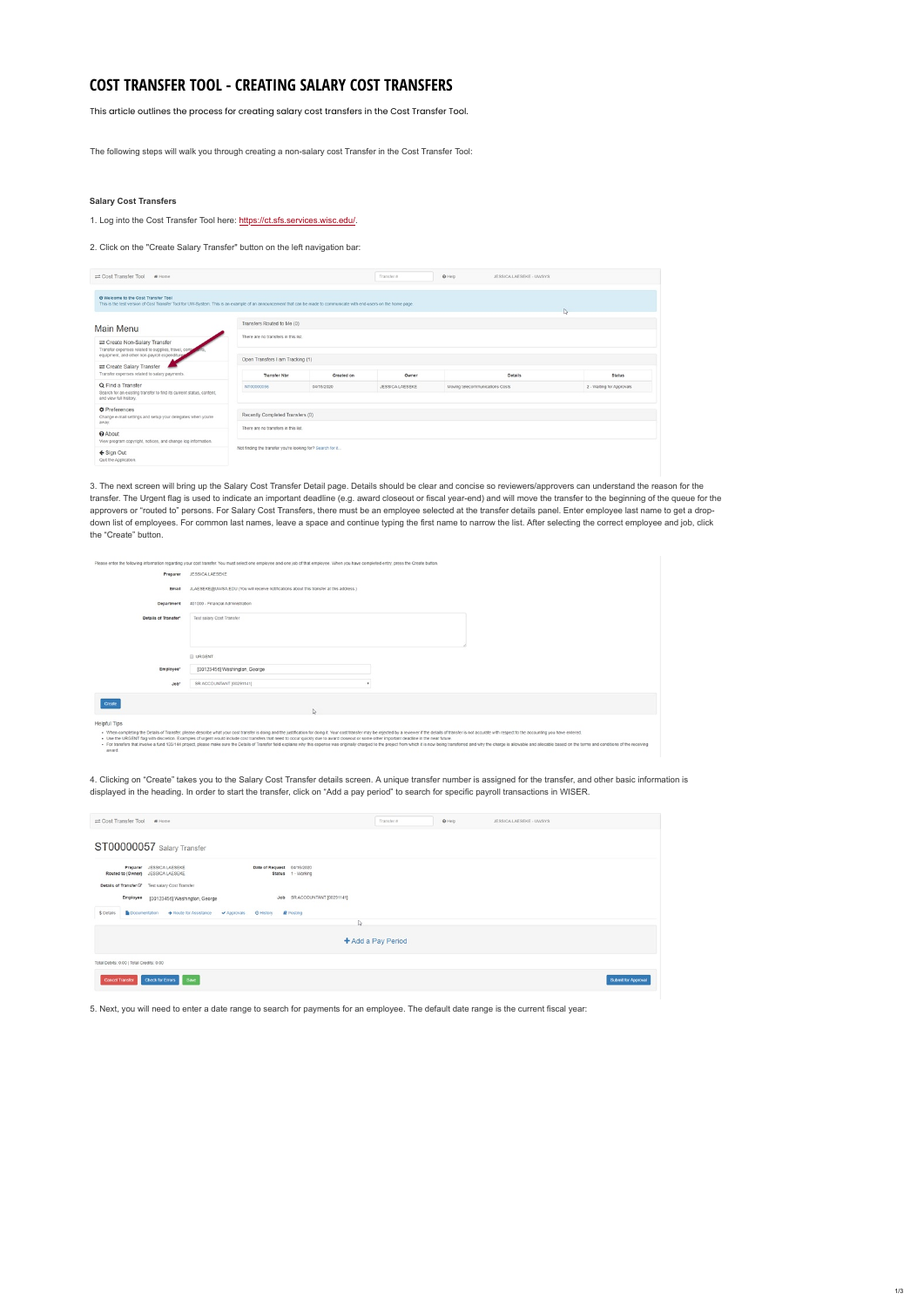# COST TRANSFER TOOL - CREATING SALARY COST TRANSFERS

This article outlines the process for creating salary cost transfers in the Cost Transfer Tool.

The following steps will walk you through creating a non-salary cost Transfer in the Cost Transfer Tool:

**Salary Cost Transfers**

1. Log into the Cost Transfer Tool here: https://ct.sfs.services.wisc.edu/.

2. Click on the "Create Salary Transfer" button on the left navigation bar:

3. The next screen will bring up the Salary Cost Transfer Detail page. Details should be clear and concise so reviewers/approvers can understand the reason for the transfer. The Urgent flag is used to indicate an important deadline (e.g. award closeout or fiscal year-end) and will move the transfer to the beginning of the queue for the approvers or "routed to" persons. For Salary Cost Transfers, there must be an employee selected at the transfer details panel. Enter employee last name to get a drop-down list of employees. For common last names, leave a space and continue typing the first name to narrow the list. After selecting the correct employee and job, click the "Create" button.

4. Clicking on "Create" takes you to the Salary Cost Transfer details screen. A unique transfer number is assigned for the transfer, and other basic information is displayed in the heading. In order to start the transfer, click on "Add a pay period" to search for specific payroll transactions in WISER.

5. Next, you will need to enter a date range to search for payments for an employee. The default date range is the current fiscal year: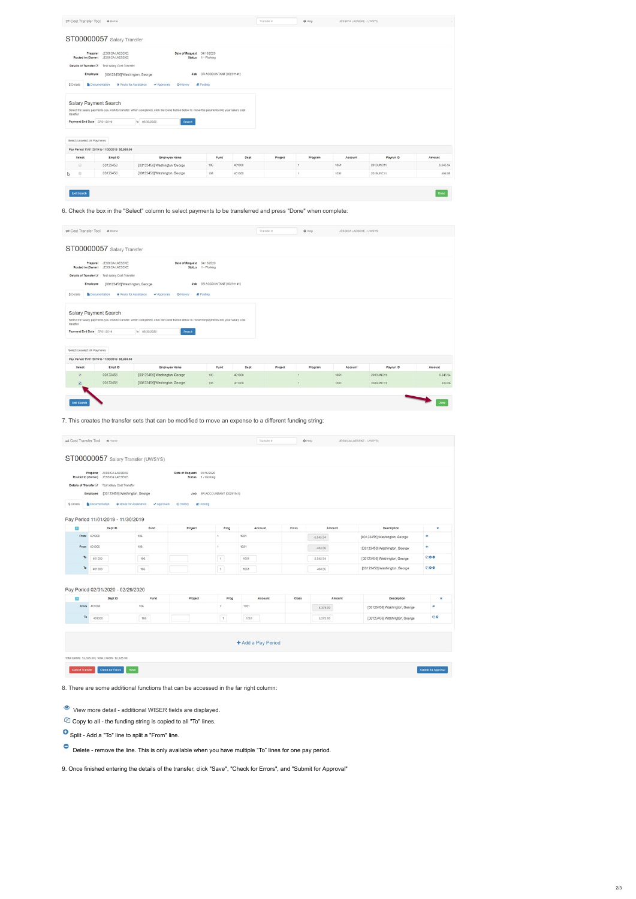6. Check the box in the "Select" column to select payments to be transferred and press "Done" when complete:

7. This creates the transfer sets that can be modified to move an expense to a different funding string:

8. There are some additional functions that can be accessed in the far right column:

- View more detail - additional WISER fields are displayed.
- Copy to all - the funding string is copied to all "To" lines.
- Split - Add a "To" line to split a "From" line.
- Delete - remove the line. This is only available when you have multiple "To" lines for one pay period.

9. Once finished entering the details of the transfer, click "Save", "Check for Errors", and "Submit for Approval"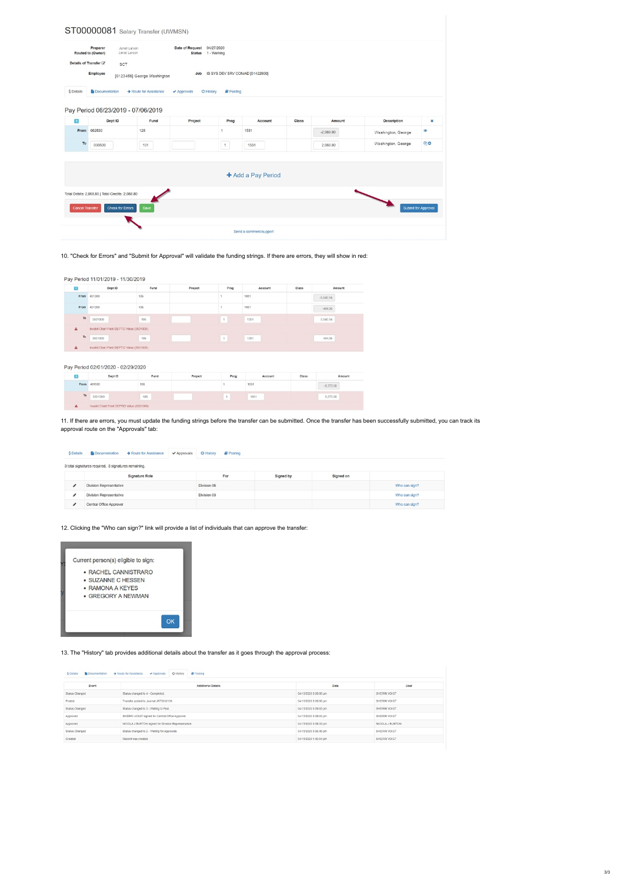# ST00000081 Salary Transfer (UWMSN)

**Preparer** Janet Larson
**Routed to (Owner)** Janet Larson
**Date of Request** 04/27/2020
**Status** 1 - Working
**Details of Transfer** SCT
**Employee** [0123456] George Washington
**Job** IS SYS DEV SRV CONAD [01422900]

$ Details | Documentation | Route for Assistance | Approvals | History | Posting

## Pay Period 06/23/2019 - 07/06/2019

| | Dept ID | Fund | Project | Prog | Account | Class | Amount | Description |
|---|---|---|---|---|---|---|---|---|
| From | 062830 | 128 | | 1 | 1531 | | -2,068.80 | Washington, George |
| To | 030500 | 101 | | 1 | 1531 | | 2,068.80 | Washington, George |

+ Add a Pay Period

Total Debits: 2,068.80 | Total Credits: 2,068.80

Cancel Transfer | Check for Errors | Save | Submit for Approval

Send a comment/support

10. "Check for Errors" and "Submit for Approval" will validate the funding strings. If there are errors, they will show in red:

## Pay Period 11/01/2019 - 11/30/2019

| | Dept ID | Fund | Project | Prog | Account | Class | Amount |
|---|---|---|---|---|---|---|---|
| From | 401000 | 106 | | 1 | 1051 | | -5,540.54 |
| From | 401000 | 106 | | 1 | 1051 | | -404.06 |
| To | 3501000 | 106 | | 1 | 1051 | | 5,540.54 |
| ▲ | Invalid Chart Field DEPTID Value (3501000) | | | | | | |
| To | 3501000 | 106 | | 1 | 1051 | | 404.06 |
| ▲ | Invalid Chart Field DEPTID Value (3501000) | | | | | | |

## Pay Period 02/01/2020 - 02/29/2020

| | Dept ID | Fund | Project | Prog | Account | Class | Amount |
|---|---|---|---|---|---|---|---|
| From | 401000 | 106 | | 1 | 1051 | | -5,375.00 |
| To | 3501000 | 106 | | 1 | 1051 | | 5,375.00 |
| ▲ | Invalid Chart Field DEPTID Value (3501000) | | | | | | |

11. If there are errors, you must update the funding strings before the transfer can be submitted. Once the transfer has been successfully submitted, you can track its approval route on the "Approvals" tab:

$ Details | Documentation | Route for Assistance | Approvals | History | Posting

3 total signatures required. 3 signatures remaining.

| | Signature Role | For | Signed by | Signed on | |
|---|---|---|---|---|---|
| ✎ | Division Representative | Division 06 | | | Who can sign? |
| ✎ | Division Representative | Division 03 | | | Who can sign? |
| ✎ | Central Office Approver | | | | Who can sign? |

12. Clicking the "Who can sign?" link will provide a list of individuals that can approve the transfer:

Current person(s) eligible to sign:

- RACHEL CANNISTRARO
- SUZANNE C HESSEN
- RAMONA A KEYES
- GREGORY A NEWMAN

OK

13. The "History" tab provides additional details about the transfer as it goes through the approval process:

$ Details | Documentation | Route for Assistance | Approvals | History | Posting

| Event | Additional Details | Date | User |
|---|---|---|---|
| Status Changed | Status changed to 4 - Completed. | 04/15/2020 3:09:06 pm | SHERRI VOIGT |
| Posted | Transfer posted to Journal JRT0010131. | 04/15/2020 3:09:06 pm | SHERRI VOIGT |
| Status Changed | Status changed to 3 - Waiting to Post. | 04/15/2020 3:09:03 pm | SHERRI VOIGT |
| Approved | SHERRI VOIGT signed for Central Office Approver | 04/15/2020 3:09:03 pm | SHERRI VOIGT |
| Approved | NICOLA J BURTON signed for Division Representative | 04/15/2020 3:08:30 pm | NICOLA J BURTON |
| Status Changed | Status changed to 2 - Waiting for Approvals | 04/15/2020 3:06:40 pm | SHERRI VOIGT |
| Created | Record was created. | 04/15/2020 1:42:54 pm | SHERRI VOIGT |